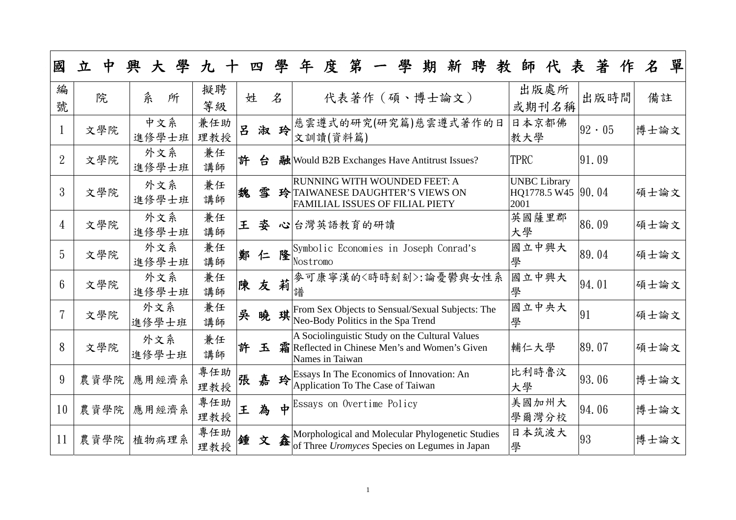# 國立中興大學九十四學年度第一學期新聘教師代表著作名單

| 編號 | 院 | 系所 | 擬聘等級 | 姓名 | 代表著作（碩、博士論文） | 出版處所或期刊名稱 | 出版時間 | 備註 |
|---|---|---|---|---|---|---|---|---|
| 1 | 文學院 | 中文系進修學士班 | 兼任助理教授 | 呂淑玲 | 慈雲遵式的研究(研究篇)慈雲遵式著作的日文訓讀(資料篇) | 日本京都佛教大學 | 92・05 | 博士論文 |
| 2 | 文學院 | 外文系進修學士班 | 兼任講師 | 許台融 | Would B2B Exchanges Have Antitrust Issues? | TPRC | 91.09 | |
| 3 | 文學院 | 外文系進修學士班 | 兼任講師 | 魏雪玲 | RUNNING WITH WOUNDED FEET: A TAIWANESE DAUGHTER'S VIEWS ON FAMILIAL ISSUES OF FILIAL PIETY | UNBC Library HQ1778.5 W45 2001 | 90.04 | 碩士論文 |
| 4 | 文學院 | 外文系進修學士班 | 兼任講師 | 王姿心 | 台灣英語教育的研讀 | 英國薩里郡大學 | 86.09 | 碩士論文 |
| 5 | 文學院 | 外文系進修學士班 | 兼任講師 | 鄭仁隆 | Symbolic Economies in Joseph Conrad's Nostromo | 國立中興大學 | 89.04 | 碩士論文 |
| 6 | 文學院 | 外文系進修學士班 | 兼任講師 | 陳友莉 | 麥可康寧漢的<時時刻刻>:論憂鬱與女性系譜 | 國立中興大學 | 94.01 | 碩士論文 |
| 7 | 文學院 | 外文系進修學士班 | 兼任講師 | 吳曉琪 | From Sex Objects to Sensual/Sexual Subjects: The Neo-Body Politics in the Spa Trend | 國立中央大學 | 91 | 碩士論文 |
| 8 | 文學院 | 外文系進修學士班 | 兼任講師 | 許玉霜 | A Sociolinguistic Study on the Cultural Values Reflected in Chinese Men's and Women's Given Names in Taiwan | 輔仁大學 | 89.07 | 碩士論文 |
| 9 | 農資學院 | 應用經濟系 | 專任助理教授 | 張嘉玲 | Essays In The Economics of Innovation: An Application To The Case of Taiwan | 比利時魯汶大學 | 93.06 | 博士論文 |
| 10 | 農資學院 | 應用經濟系 | 專任助理教授 | 王為中 | Essays on Overtime Policy | 美國加州大學爾灣分校 | 94.06 | 博士論文 |
| 11 | 農資學院 | 植物病理系 | 專任助理教授 | 鍾文鑫 | Morphological and Molecular Phylogenetic Studies of Three *Uromyces* Species on Legumes in Japan | 日本筑波大學 | 93 | 博士論文 |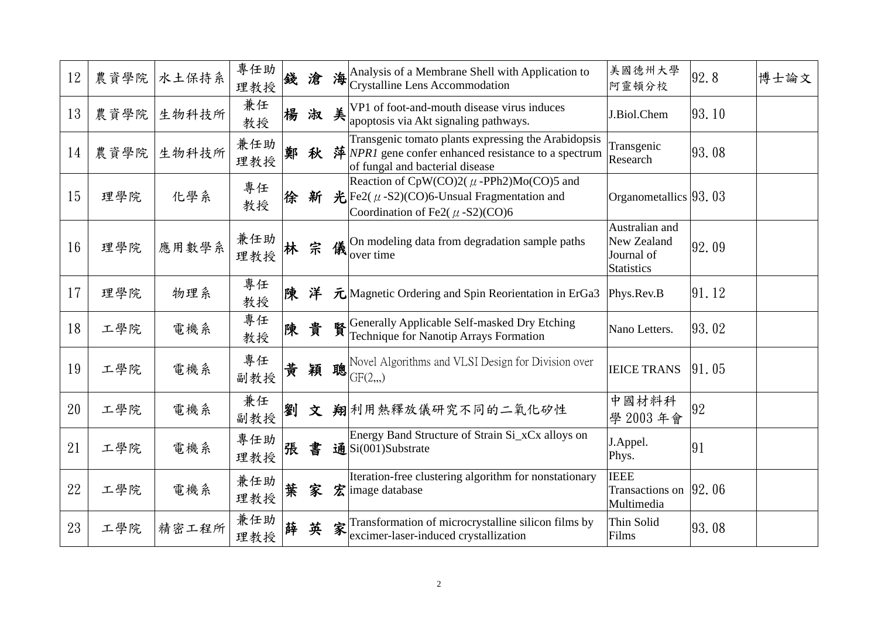| 12 | 農資學院 | 水土保持系 | 專任助理教授 | 錢 滄 海 | Analysis of a Membrane Shell with Application to Crystalline Lens Accommodation | 美國德州大學阿靈頓分校 | 92.8 | 博士論文 |
|---|---|---|---|---|---|---|---|---|
| 13 | 農資學院 | 生物科技所 | 兼任教授 | 楊 淑 美 | VP1 of foot-and-mouth disease virus induces apoptosis via Akt signaling pathways. | J.Biol.Chem | 93.10 | |
| 14 | 農資學院 | 生物科技所 | 兼任助理教授 | 鄭 秋 萍 | Transgenic tomato plants expressing the Arabidopsis *NPR1* gene confer enhanced resistance to a spectrum of fungal and bacterial disease | Transgenic Research | 93.08 | |
| 15 | 理學院 | 化學系 | 專任教授 | 徐 新 光 | Reaction of $CpW(CO)_2(\mu\text{-}PPh_2)Mo(CO)_5$ and $Fe_2(\mu\text{-}S_2)(CO)_6$-Unsual Fragmentation and Coordination of $Fe_2(\mu\text{-}S_2)(CO)_6$ | Organometallics | 93.03 | |
| 16 | 理學院 | 應用數學系 | 兼任助理教授 | 林 宗 儀 | On modeling data from degradation sample paths over time | Australian and New Zealand Journal of Statistics | 92.09 | |
| 17 | 理學院 | 物理系 | 專任教授 | 陳 洋 元 | Magnetic Ordering and Spin Reorientation in $ErGa_3$ | Phys.Rev.B | 91.12 | |
| 18 | 工學院 | 電機系 | 專任教授 | 陳 貴 賢 | Generally Applicable Self-masked Dry Etching Technique for Nanotip Arrays Formation | Nano Letters. | 93.02 | |
| 19 | 工學院 | 電機系 | 專任副教授 | 黃 穎 聰 | Novel Algorithms and VLSI Design for Division over GF(2,,,) | IEICE TRANS | 91.05 | |
| 20 | 工學院 | 電機系 | 兼任副教授 | 劉 文 翔 | 利用熱釋放儀研究不同的二氧化矽性 | 中國材料科學 2003 年會 | 92 | |
| 21 | 工學院 | 電機系 | 專任助理教授 | 張 書 通 | Energy Band Structure of Strain $Si\_xCx$ alloys on Si(001)Substrate | J.Appel. Phys. | 91 | |
| 22 | 工學院 | 電機系 | 兼任助理教授 | 葉 家 宏 | Iteration-free clustering algorithm for nonstationary image database | IEEE Transactions on Multimedia | 92.06 | |
| 23 | 工學院 | 精密工程所 | 兼任助理教授 | 薛 英 家 | Transformation of microcrystalline silicon films by excimer-laser-induced crystallization | Thin Solid Films | 93.08 | |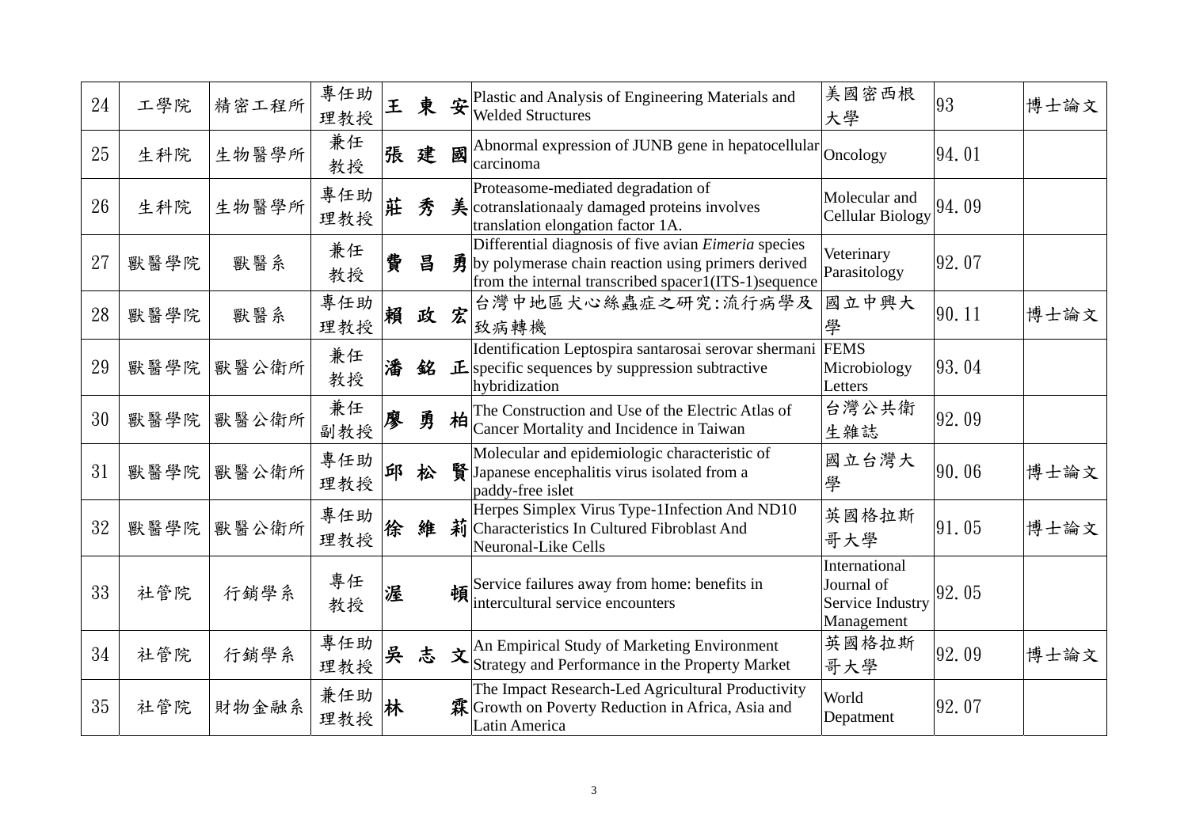| 24 | 工學院 | 精密工程所 | 專任助理教授 | 王 東 安 | Plastic and Analysis of Engineering Materials and Welded Structures | 美國密西根大學 | 93 | 博士論文 |
|---|---|---|---|---|---|---|---|---|
| 25 | 生科院 | 生物醫學所 | 兼任教授 | 張 建 國 | Abnormal expression of JUNB gene in hepatocellular carcinoma | Oncology | 94.01 | |
| 26 | 生科院 | 生物醫學所 | 專任助理教授 | 莊 秀 美 | Proteasome-mediated degradation of cotranslationaaly damaged proteins involves translation elongation factor 1A. | Molecular and Cellular Biology | 94.09 | |
| 27 | 獸醫學院 | 獸醫系 | 兼任教授 | 費 昌 勇 | Differential diagnosis of five avian *Eimeria* species by polymerase chain reaction using primers derived from the internal transcribed spacer1(ITS-1)sequence | Veterinary Parasitology | 92.07 | |
| 28 | 獸醫學院 | 獸醫系 | 專任助理教授 | 賴 政 宏 | 台灣中地區犬心絲蟲症之研究:流行病學及致病轉機 | 國立中興大學 | 90.11 | 博士論文 |
| 29 | 獸醫學院 | 獸醫公衛所 | 兼任教授 | 潘 銘 正 | Identification Leptospira santarosai serovar shermani specific sequences by suppression subtractive hybridization | FEMS Microbiology Letters | 93.04 | |
| 30 | 獸醫學院 | 獸醫公衛所 | 兼任副教授 | 廖 勇 柏 | The Construction and Use of the Electric Atlas of Cancer Mortality and Incidence in Taiwan | 台灣公共衛生雜誌 | 92.09 | |
| 31 | 獸醫學院 | 獸醫公衛所 | 專任助理教授 | 邱 松 賢 | Molecular and epidemiologic characteristic of Japanese encephalitis virus isolated from a paddy-free islet | 國立台灣大學 | 90.06 | 博士論文 |
| 32 | 獸醫學院 | 獸醫公衛所 | 專任助理教授 | 徐 維 莉 | Herpes Simplex Virus Type-1Infection And ND10 Characteristics In Cultured Fibroblast And Neuronal-Like Cells | 英國格拉斯哥大學 | 91.05 | 博士論文 |
| 33 | 社管院 | 行銷學系 | 專任教授 | 渥 頓 | Service failures away from home: benefits in intercultural service encounters | International Journal of Service Industry Management | 92.05 | |
| 34 | 社管院 | 行銷學系 | 專任助理教授 | 吳 志 文 | An Empirical Study of Marketing Environment Strategy and Performance in the Property Market | 英國格拉斯哥大學 | 92.09 | 博士論文 |
| 35 | 社管院 | 財物金融系 | 兼任助理教授 | 林 霖 | The Impact Research-Led Agricultural Productivity Growth on Poverty Reduction in Africa, Asia and Latin America | World Depatment | 92.07 | |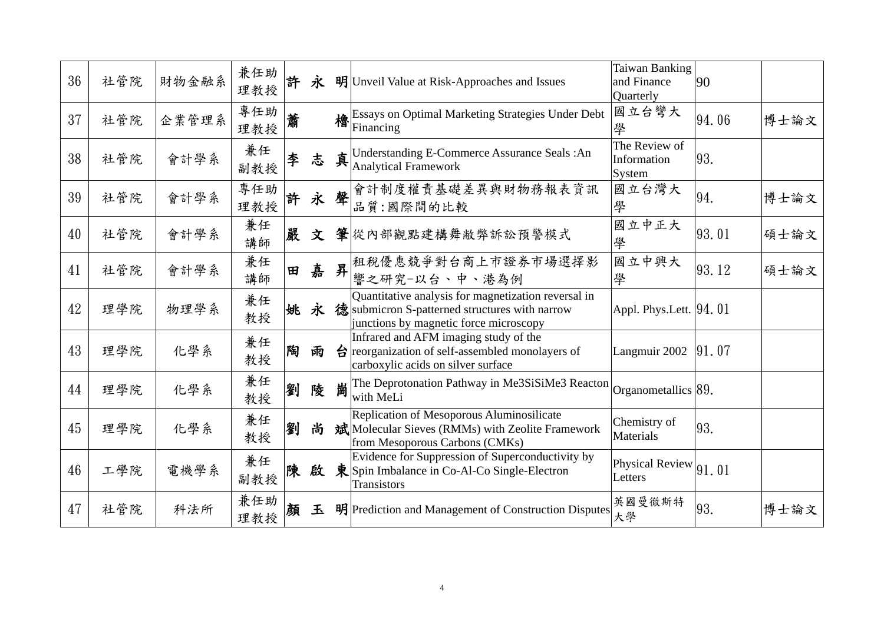| | | | | | | | | |
|---|---|---|---|---|---|---|---|---|
| 36 | 社管院 | 財物金融系 | 兼任助理教授 | 許 永 明 | Unveil Value at Risk-Approaches and Issues | Taiwan Banking and Finance Quarterly | 90 | |
| 37 | 社管院 | 企業管理系 | 專任助理教授 | 蕭 櫓 | Essays on Optimal Marketing Strategies Under Debt Financing | 國立台灣大學 | 94.06 | 博士論文 |
| 38 | 社管院 | 會計學系 | 兼任副教授 | 李 志 真 | Understanding E-Commerce Assurance Seals :An Analytical Framework | The Review of Information System | 93. | |
| 39 | 社管院 | 會計學系 | 專任助理教授 | 許 永 聲 | 會計制度權責基礎差異與財物務報表資訊品質:國際間的比較 | 國立台灣大學 | 94. | 博士論文 |
| 40 | 社管院 | 會計學系 | 兼任講師 | 嚴 文 筆 | 從內部觀點建構舞敝弊訴訟預警模式 | 國立中正大學 | 93.01 | 碩士論文 |
| 41 | 社管院 | 會計學系 | 兼任講師 | 田 嘉 昇 | 租稅優惠競爭對台商上市證券市場選擇影響之研究-以台、中、港為例 | 國立中興大學 | 93.12 | 碩士論文 |
| 42 | 理學院 | 物理學系 | 兼任教授 | 姚 永 德 | Quantitative analysis for magnetization reversal in submicron S-patterned structures with narrow junctions by magnetic force microscopy | Appl. Phys.Lett. | 94.01 | |
| 43 | 理學院 | 化學系 | 兼任教授 | 陶 雨 台 | Infrared and AFM imaging study of the reorganization of self-assembled monolayers of carboxylic acids on silver surface | Langmuir 2002 | 91.07 | |
| 44 | 理學院 | 化學系 | 兼任教授 | 劉 陵 崗 | The Deprotonation Pathway in Me3SiSiMe3 Reacton with MeLi | Organometallics | 89. | |
| 45 | 理學院 | 化學系 | 兼任教授 | 劉 尚 斌 | Replication of Mesoporous Aluminosilicate Molecular Sieves (RMMs) with Zeolite Framework from Mesoporous Carbons (CMKs) | Chemistry of Materials | 93. | |
| 46 | 工學院 | 電機學系 | 兼任副教授 | 陳 啟 東 | Evidence for Suppression of Superconductivity by Spin Imbalance in Co-Al-Co Single-Electron Transistors | Physical Review Letters | 91.01 | |
| 47 | 社管院 | 科法所 | 兼任助理教授 | 顏 玉 明 | Prediction and Management of Construction Disputes | 英國曼徹斯特大學 | 93. | 博士論文 |